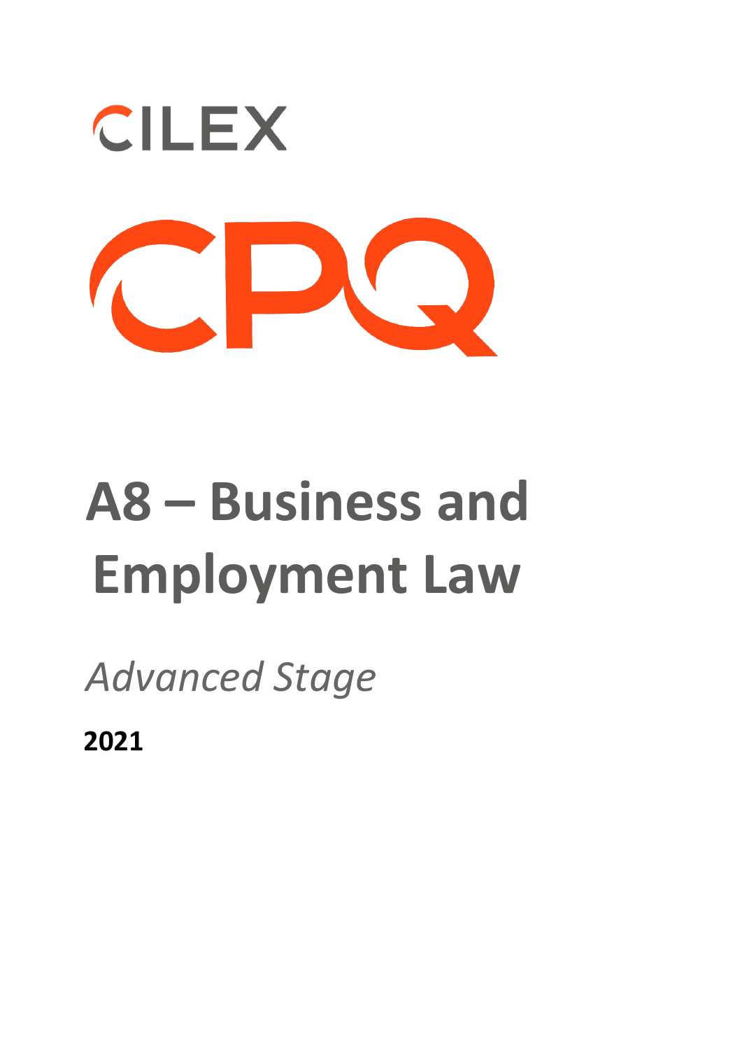CILEX

CPQ

# A8 – Business and Employment Law

*Advanced Stage*

**2021**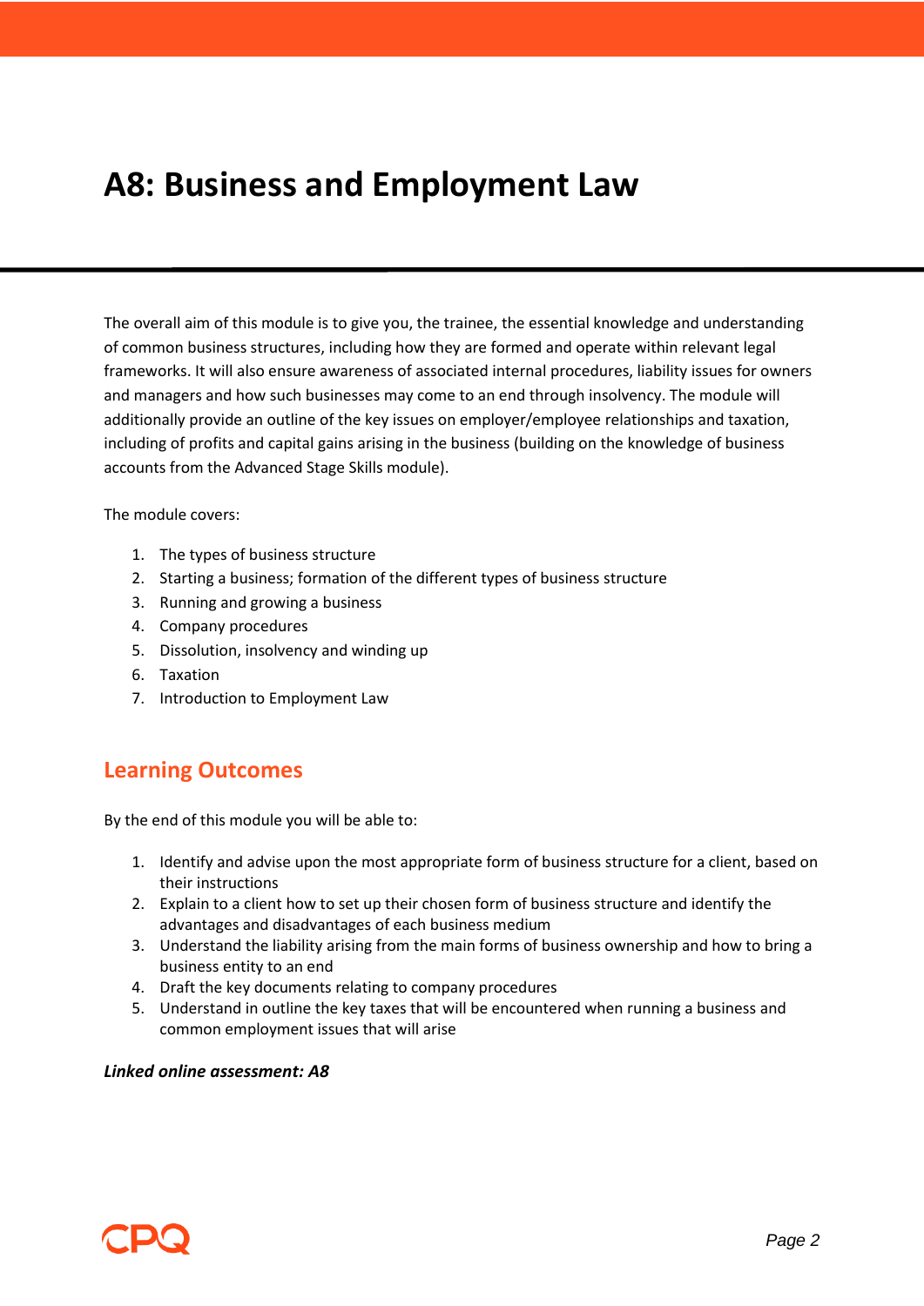# A8: Business and Employment Law

The overall aim of this module is to give you, the trainee, the essential knowledge and understanding of common business structures, including how they are formed and operate within relevant legal frameworks. It will also ensure awareness of associated internal procedures, liability issues for owners and managers and how such businesses may come to an end through insolvency. The module will additionally provide an outline of the key issues on employer/employee relationships and taxation, including of profits and capital gains arising in the business (building on the knowledge of business accounts from the Advanced Stage Skills module).

The module covers:

1. The types of business structure
2. Starting a business; formation of the different types of business structure
3. Running and growing a business
4. Company procedures
5. Dissolution, insolvency and winding up
6. Taxation
7. Introduction to Employment Law

## Learning Outcomes

By the end of this module you will be able to:

1. Identify and advise upon the most appropriate form of business structure for a client, based on their instructions
2. Explain to a client how to set up their chosen form of business structure and identify the advantages and disadvantages of each business medium
3. Understand the liability arising from the main forms of business ownership and how to bring a business entity to an end
4. Draft the key documents relating to company procedures
5. Understand in outline the key taxes that will be encountered when running a business and common employment issues that will arise

***Linked online assessment: A8***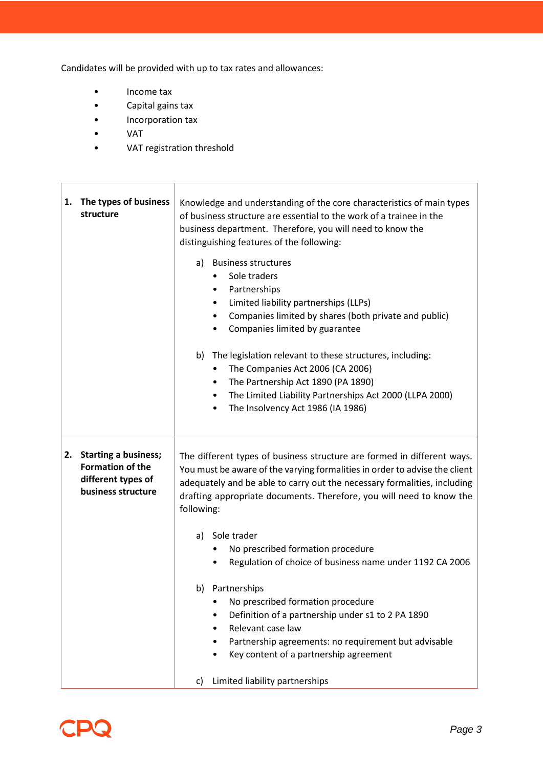Candidates will be provided with up to tax rates and allowances:

- Income tax
- Capital gains tax
- Incorporation tax
- VAT
- VAT registration threshold

| | |
|---|---|
| **1. The types of business structure** | Knowledge and understanding of the core characteristics of main types of business structure are essential to the work of a trainee in the business department. Therefore, you will need to know the distinguishing features of the following:<br><br>a) Business structures<br>• Sole traders<br>• Partnerships<br>• Limited liability partnerships (LLPs)<br>• Companies limited by shares (both private and public)<br>• Companies limited by guarantee<br><br>b) The legislation relevant to these structures, including:<br>• The Companies Act 2006 (CA 2006)<br>• The Partnership Act 1890 (PA 1890)<br>• The Limited Liability Partnerships Act 2000 (LLPA 2000)<br>• The Insolvency Act 1986 (IA 1986) |
| **2. Starting a business; Formation of the different types of business structure** | The different types of business structure are formed in different ways. You must be aware of the varying formalities in order to advise the client adequately and be able to carry out the necessary formalities, including drafting appropriate documents. Therefore, you will need to know the following:<br><br>a) Sole trader<br>• No prescribed formation procedure<br>• Regulation of choice of business name under 1192 CA 2006<br><br>b) Partnerships<br>• No prescribed formation procedure<br>• Definition of a partnership under s1 to 2 PA 1890<br>• Relevant case law<br>• Partnership agreements: no requirement but advisable<br>• Key content of a partnership agreement<br><br>c) Limited liability partnerships |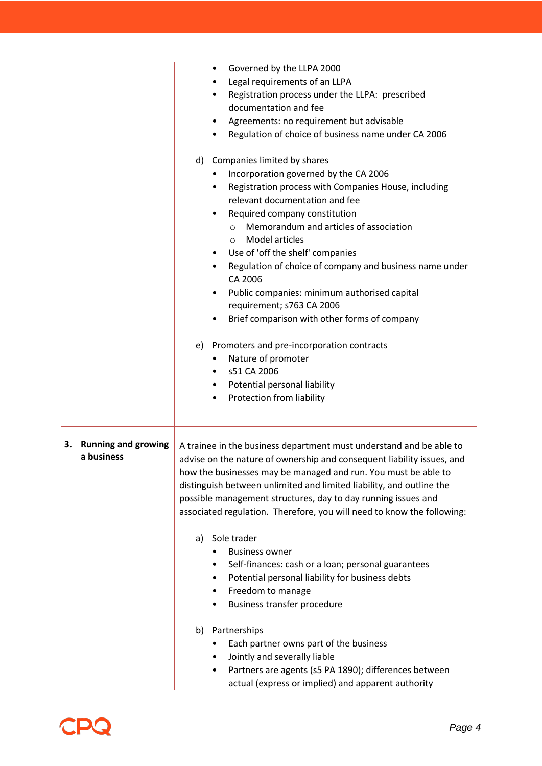| | |
|---|---|
| | • Governed by the LLPA 2000<br>• Legal requirements of an LLPA<br>• Registration process under the LLPA: prescribed documentation and fee<br>• Agreements: no requirement but advisable<br>• Regulation of choice of business name under CA 2006<br><br>d) Companies limited by shares<br>• Incorporation governed by the CA 2006<br>• Registration process with Companies House, including relevant documentation and fee<br>• Required company constitution<br>  ○ Memorandum and articles of association<br>  ○ Model articles<br>• Use of 'off the shelf' companies<br>• Regulation of choice of company and business name under CA 2006<br>• Public companies: minimum authorised capital requirement; s763 CA 2006<br>• Brief comparison with other forms of company<br><br>e) Promoters and pre-incorporation contracts<br>• Nature of promoter<br>• s51 CA 2006<br>• Potential personal liability<br>• Protection from liability |
| **3. Running and growing a business** | A trainee in the business department must understand and be able to advise on the nature of ownership and consequent liability issues, and how the businesses may be managed and run. You must be able to distinguish between unlimited and limited liability, and outline the possible management structures, day to day running issues and associated regulation. Therefore, you will need to know the following:<br><br>a) Sole trader<br>• Business owner<br>• Self-finances: cash or a loan; personal guarantees<br>• Potential personal liability for business debts<br>• Freedom to manage<br>• Business transfer procedure<br><br>b) Partnerships<br>• Each partner owns part of the business<br>• Jointly and severally liable<br>• Partners are agents (s5 PA 1890); differences between actual (express or implied) and apparent authority |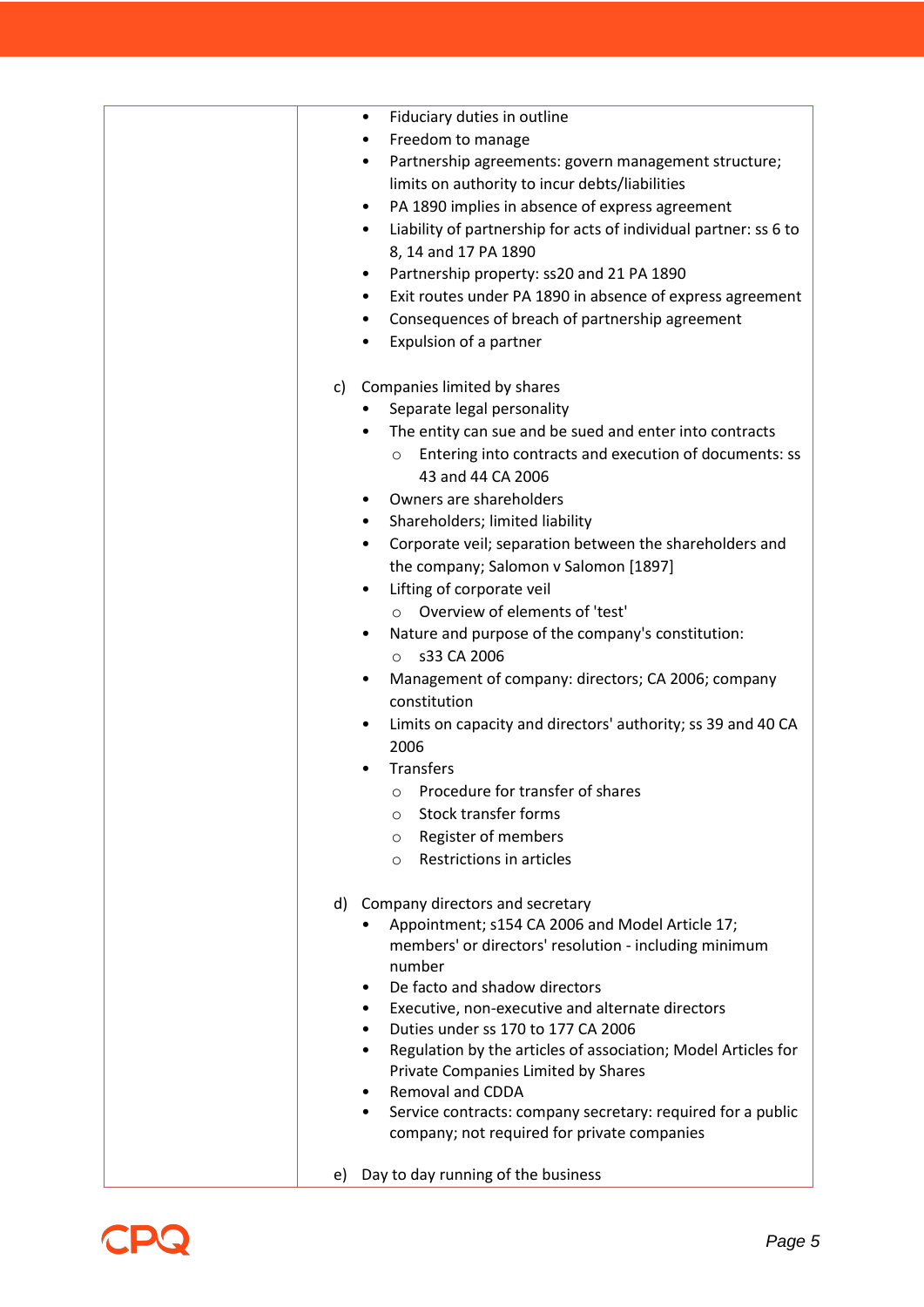| | |
|---|---|
| | • Fiduciary duties in outline<br>• Freedom to manage<br>• Partnership agreements: govern management structure; limits on authority to incur debts/liabilities<br>• PA 1890 implies in absence of express agreement<br>• Liability of partnership for acts of individual partner: ss 6 to 8, 14 and 17 PA 1890<br>• Partnership property: ss20 and 21 PA 1890<br>• Exit routes under PA 1890 in absence of express agreement<br>• Consequences of breach of partnership agreement<br>• Expulsion of a partner<br><br>c) Companies limited by shares<br>• Separate legal personality<br>• The entity can sue and be sued and enter into contracts<br>  ○ Entering into contracts and execution of documents: ss 43 and 44 CA 2006<br>• Owners are shareholders<br>• Shareholders; limited liability<br>• Corporate veil; separation between the shareholders and the company; Salomon v Salomon [1897]<br>• Lifting of corporate veil<br>  ○ Overview of elements of 'test'<br>• Nature and purpose of the company's constitution:<br>  ○ s33 CA 2006<br>• Management of company: directors; CA 2006; company constitution<br>• Limits on capacity and directors' authority; ss 39 and 40 CA 2006<br>• Transfers<br>  ○ Procedure for transfer of shares<br>  ○ Stock transfer forms<br>  ○ Register of members<br>  ○ Restrictions in articles<br><br>d) Company directors and secretary<br>• Appointment; s154 CA 2006 and Model Article 17; members' or directors' resolution - including minimum number<br>• De facto and shadow directors<br>• Executive, non-executive and alternate directors<br>• Duties under ss 170 to 177 CA 2006<br>• Regulation by the articles of association; Model Articles for Private Companies Limited by Shares<br>• Removal and CDDA<br>• Service contracts: company secretary: required for a public company; not required for private companies<br><br>e) Day to day running of the business |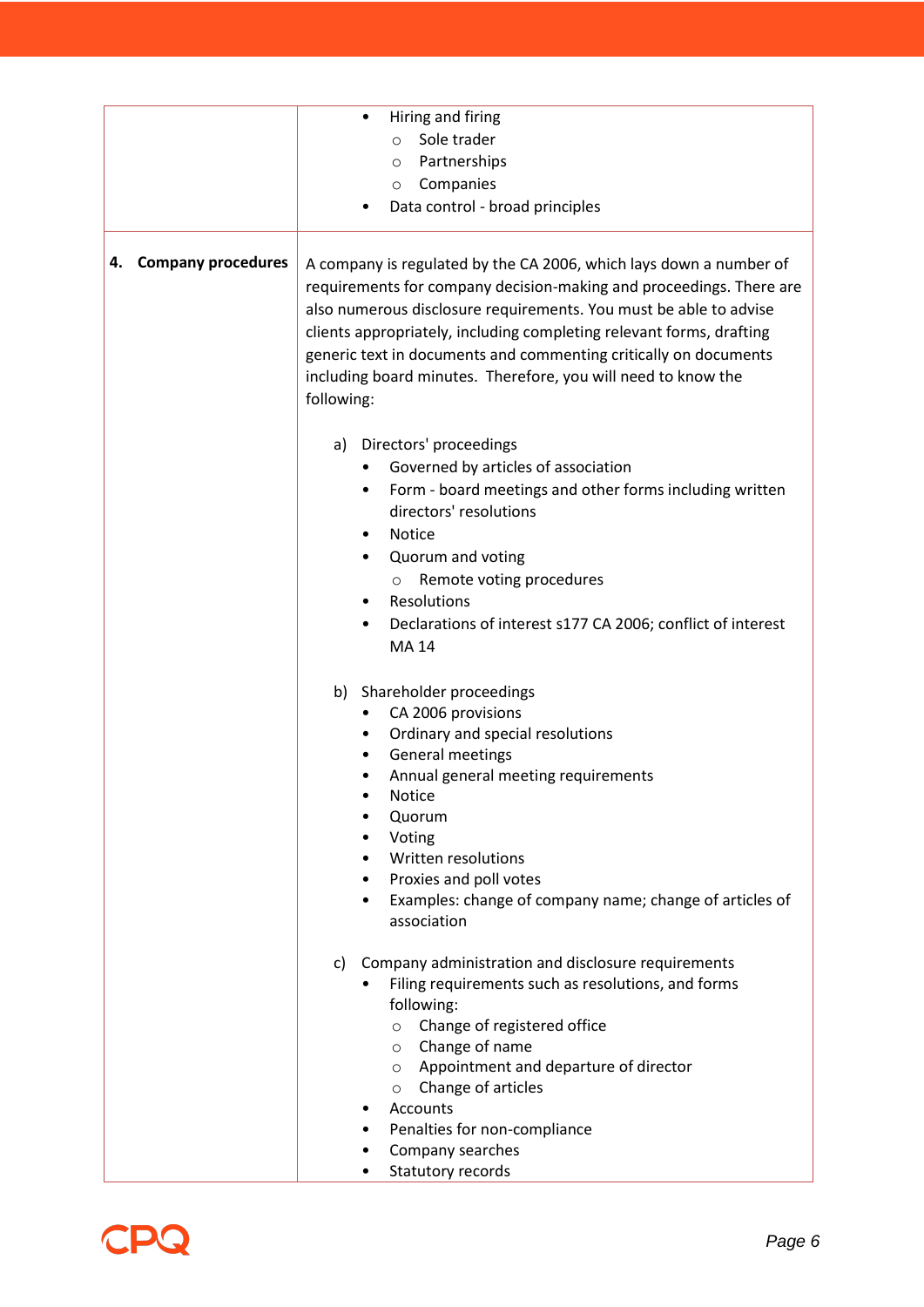| | |
|---|---|
| | • Hiring and firing<br>&nbsp;&nbsp;&nbsp;&nbsp;○ Sole trader<br>&nbsp;&nbsp;&nbsp;&nbsp;○ Partnerships<br>&nbsp;&nbsp;&nbsp;&nbsp;○ Companies<br>• Data control - broad principles |
| **4. Company procedures** | A company is regulated by the CA 2006, which lays down a number of requirements for company decision-making and proceedings. There are also numerous disclosure requirements. You must be able to advise clients appropriately, including completing relevant forms, drafting generic text in documents and commenting critically on documents including board minutes. Therefore, you will need to know the following:<br><br>a) Directors' proceedings<br>• Governed by articles of association<br>• Form - board meetings and other forms including written directors' resolutions<br>• Notice<br>• Quorum and voting<br>&nbsp;&nbsp;&nbsp;&nbsp;○ Remote voting procedures<br>• Resolutions<br>• Declarations of interest s177 CA 2006; conflict of interest MA 14<br><br>b) Shareholder proceedings<br>• CA 2006 provisions<br>• Ordinary and special resolutions<br>• General meetings<br>• Annual general meeting requirements<br>• Notice<br>• Quorum<br>• Voting<br>• Written resolutions<br>• Proxies and poll votes<br>• Examples: change of company name; change of articles of association<br><br>c) Company administration and disclosure requirements<br>• Filing requirements such as resolutions, and forms following:<br>&nbsp;&nbsp;&nbsp;&nbsp;○ Change of registered office<br>&nbsp;&nbsp;&nbsp;&nbsp;○ Change of name<br>&nbsp;&nbsp;&nbsp;&nbsp;○ Appointment and departure of director<br>&nbsp;&nbsp;&nbsp;&nbsp;○ Change of articles<br>• Accounts<br>• Penalties for non-compliance<br>• Company searches<br>• Statutory records |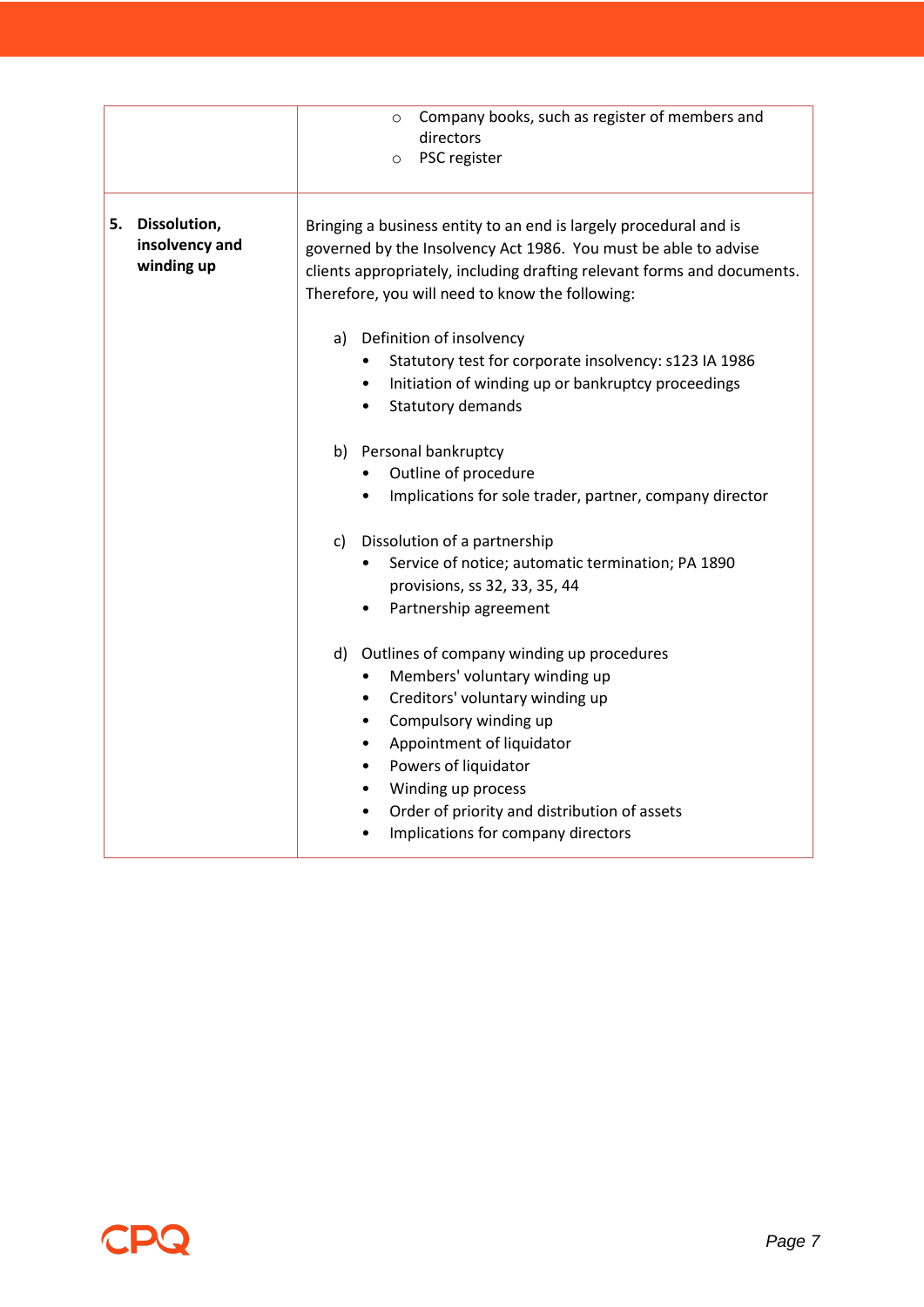| | |
|---|---|
| | ◦ Company books, such as register of members and directors<br>◦ PSC register |
| **5. Dissolution, insolvency and winding up** | Bringing a business entity to an end is largely procedural and is governed by the Insolvency Act 1986. You must be able to advise clients appropriately, including drafting relevant forms and documents. Therefore, you will need to know the following:<br><br>a) Definition of insolvency<br>• Statutory test for corporate insolvency: s123 IA 1986<br>• Initiation of winding up or bankruptcy proceedings<br>• Statutory demands<br><br>b) Personal bankruptcy<br>• Outline of procedure<br>• Implications for sole trader, partner, company director<br><br>c) Dissolution of a partnership<br>• Service of notice; automatic termination; PA 1890 provisions, ss 32, 33, 35, 44<br>• Partnership agreement<br><br>d) Outlines of company winding up procedures<br>• Members' voluntary winding up<br>• Creditors' voluntary winding up<br>• Compulsory winding up<br>• Appointment of liquidator<br>• Powers of liquidator<br>• Winding up process<br>• Order of priority and distribution of assets<br>• Implications for company directors |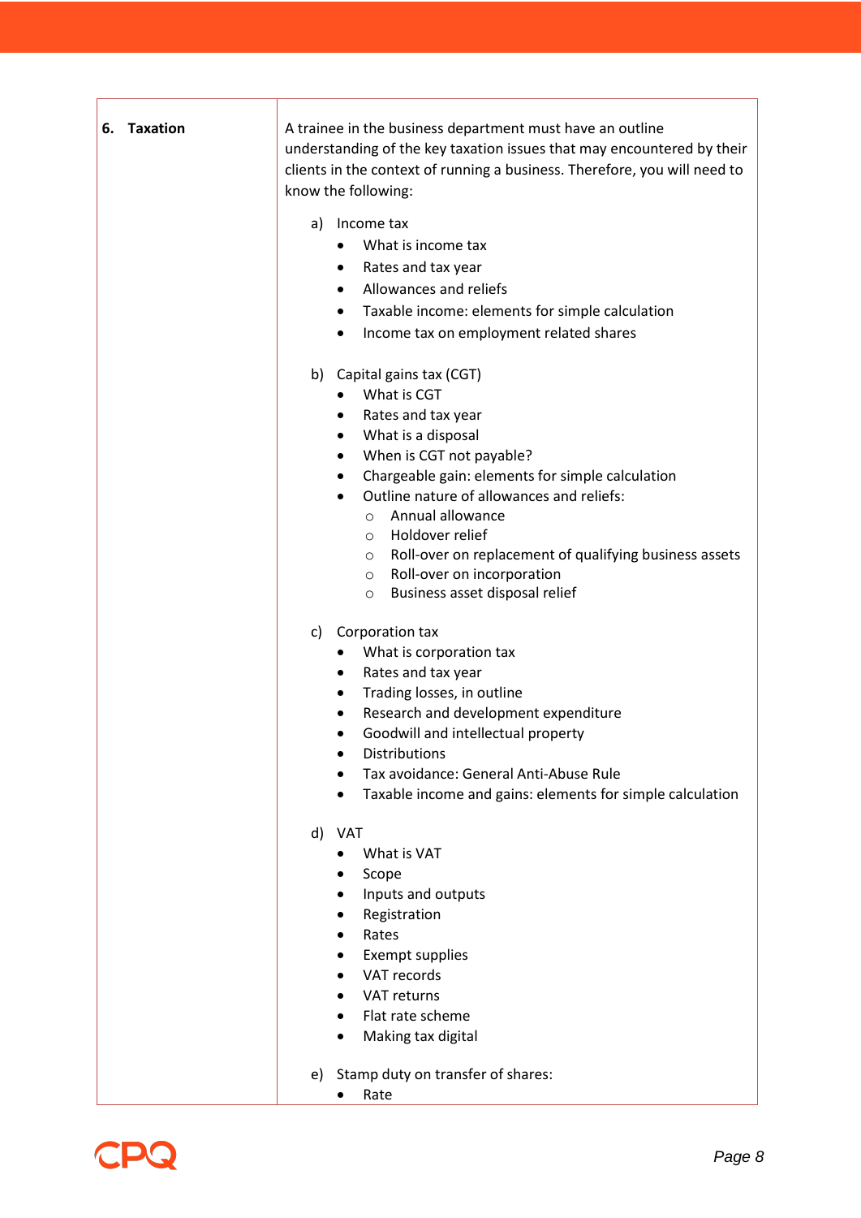| **6. Taxation** | A trainee in the business department must have an outline understanding of the key taxation issues that may encountered by their clients in the context of running a business. Therefore, you will need to know the following:<br><br>a) Income tax<br>• What is income tax<br>• Rates and tax year<br>• Allowances and reliefs<br>• Taxable income: elements for simple calculation<br>• Income tax on employment related shares<br><br>b) Capital gains tax (CGT)<br>• What is CGT<br>• Rates and tax year<br>• What is a disposal<br>• When is CGT not payable?<br>• Chargeable gain: elements for simple calculation<br>• Outline nature of allowances and reliefs:<br>&nbsp;&nbsp;○ Annual allowance<br>&nbsp;&nbsp;○ Holdover relief<br>&nbsp;&nbsp;○ Roll-over on replacement of qualifying business assets<br>&nbsp;&nbsp;○ Roll-over on incorporation<br>&nbsp;&nbsp;○ Business asset disposal relief<br><br>c) Corporation tax<br>• What is corporation tax<br>• Rates and tax year<br>• Trading losses, in outline<br>• Research and development expenditure<br>• Goodwill and intellectual property<br>• Distributions<br>• Tax avoidance: General Anti-Abuse Rule<br>• Taxable income and gains: elements for simple calculation<br><br>d) VAT<br>• What is VAT<br>• Scope<br>• Inputs and outputs<br>• Registration<br>• Rates<br>• Exempt supplies<br>• VAT records<br>• VAT returns<br>• Flat rate scheme<br>• Making tax digital<br><br>e) Stamp duty on transfer of shares:<br>• Rate |
|---|---|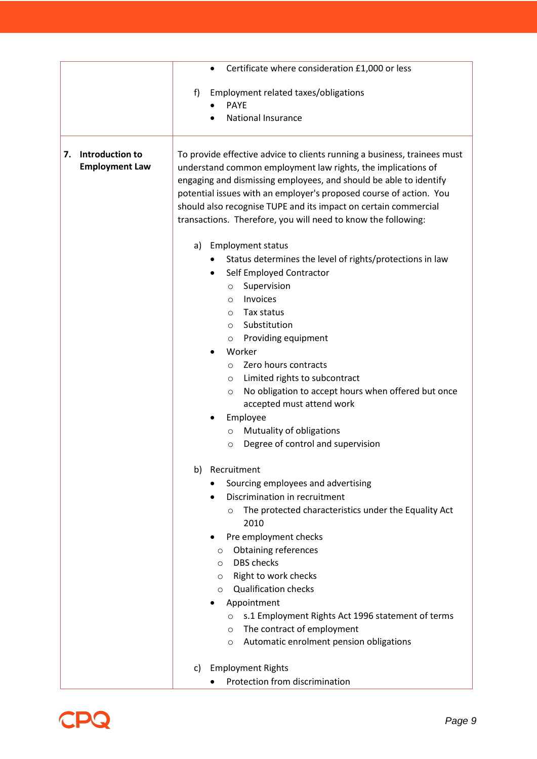| | |
|---|---|
| | • Certificate where consideration £1,000 or less<br><br>f) Employment related taxes/obligations<br>• PAYE<br>• National Insurance |
| **7. Introduction to Employment Law** | To provide effective advice to clients running a business, trainees must understand common employment law rights, the implications of engaging and dismissing employees, and should be able to identify potential issues with an employer's proposed course of action. You should also recognise TUPE and its impact on certain commercial transactions. Therefore, you will need to know the following:<br><br>a) Employment status<br>• Status determines the level of rights/protections in law<br>• Self Employed Contractor<br>○ Supervision<br>○ Invoices<br>○ Tax status<br>○ Substitution<br>○ Providing equipment<br>• Worker<br>○ Zero hours contracts<br>○ Limited rights to subcontract<br>○ No obligation to accept hours when offered but once accepted must attend work<br>• Employee<br>○ Mutuality of obligations<br>○ Degree of control and supervision<br><br>b) Recruitment<br>• Sourcing employees and advertising<br>• Discrimination in recruitment<br>○ The protected characteristics under the Equality Act 2010<br>• Pre employment checks<br>○ Obtaining references<br>○ DBS checks<br>○ Right to work checks<br>○ Qualification checks<br>• Appointment<br>○ s.1 Employment Rights Act 1996 statement of terms<br>○ The contract of employment<br>○ Automatic enrolment pension obligations<br><br>c) Employment Rights<br>• Protection from discrimination |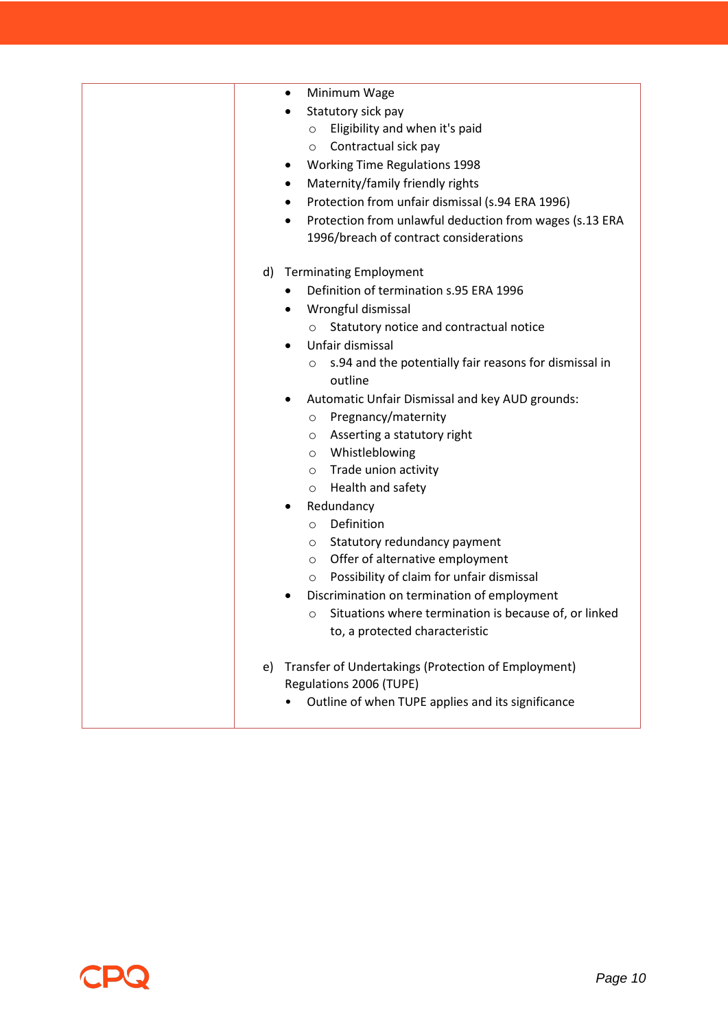| | |
|---|---|
| | <ul><li>Minimum Wage</li><li>Statutory sick pay<ul><li>Eligibility and when it's paid</li><li>Contractual sick pay</li></ul></li><li>Working Time Regulations 1998</li><li>Maternity/family friendly rights</li><li>Protection from unfair dismissal (s.94 ERA 1996)</li><li>Protection from unlawful deduction from wages (s.13 ERA 1996/breach of contract considerations</li></ul>d) Terminating Employment<ul><li>Definition of termination s.95 ERA 1996</li><li>Wrongful dismissal<ul><li>Statutory notice and contractual notice</li></ul></li><li>Unfair dismissal<ul><li>s.94 and the potentially fair reasons for dismissal in outline</li></ul></li><li>Automatic Unfair Dismissal and key AUD grounds:<ul><li>Pregnancy/maternity</li><li>Asserting a statutory right</li><li>Whistleblowing</li><li>Trade union activity</li><li>Health and safety</li></ul></li><li>Redundancy<ul><li>Definition</li><li>Statutory redundancy payment</li><li>Offer of alternative employment</li><li>Possibility of claim for unfair dismissal</li></ul></li><li>Discrimination on termination of employment<ul><li>Situations where termination is because of, or linked to, a protected characteristic</li></ul></li></ul>e) Transfer of Undertakings (Protection of Employment) Regulations 2006 (TUPE)<ul><li>Outline of when TUPE applies and its significance</li></ul> |